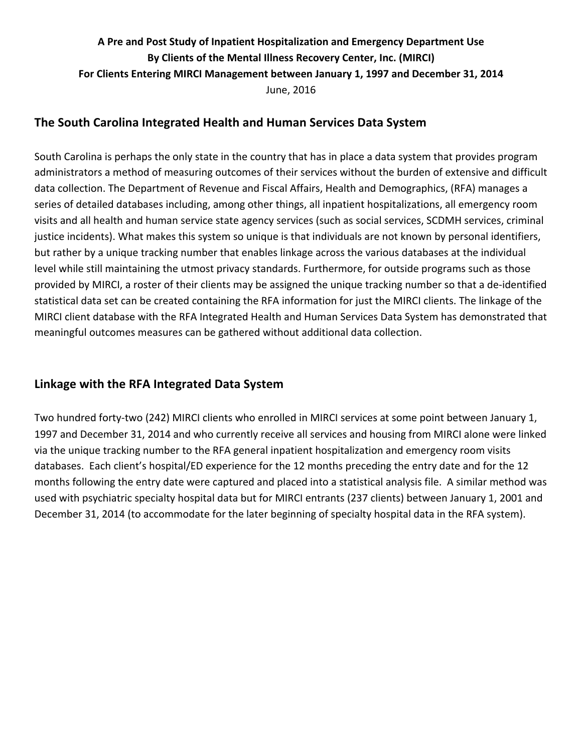**A Pre and Post Study of Inpatient Hospitalization and Emergency Department Use**
**By Clients of the Mental Illness Recovery Center, Inc. (MIRCI)**
**For Clients Entering MIRCI Management between January 1, 1997 and December 31, 2014**

June, 2016

## The South Carolina Integrated Health and Human Services Data System

South Carolina is perhaps the only state in the country that has in place a data system that provides program administrators a method of measuring outcomes of their services without the burden of extensive and difficult data collection. The Department of Revenue and Fiscal Affairs, Health and Demographics, (RFA) manages a series of detailed databases including, among other things, all inpatient hospitalizations, all emergency room visits and all health and human service state agency services (such as social services, SCDMH services, criminal justice incidents). What makes this system so unique is that individuals are not known by personal identifiers, but rather by a unique tracking number that enables linkage across the various databases at the individual level while still maintaining the utmost privacy standards. Furthermore, for outside programs such as those provided by MIRCI, a roster of their clients may be assigned the unique tracking number so that a de-identified statistical data set can be created containing the RFA information for just the MIRCI clients. The linkage of the MIRCI client database with the RFA Integrated Health and Human Services Data System has demonstrated that meaningful outcomes measures can be gathered without additional data collection.

## Linkage with the RFA Integrated Data System

Two hundred forty-two (242) MIRCI clients who enrolled in MIRCI services at some point between January 1, 1997 and December 31, 2014 and who currently receive all services and housing from MIRCI alone were linked via the unique tracking number to the RFA general inpatient hospitalization and emergency room visits databases. Each client's hospital/ED experience for the 12 months preceding the entry date and for the 12 months following the entry date were captured and placed into a statistical analysis file. A similar method was used with psychiatric specialty hospital data but for MIRCI entrants (237 clients) between January 1, 2001 and December 31, 2014 (to accommodate for the later beginning of specialty hospital data in the RFA system).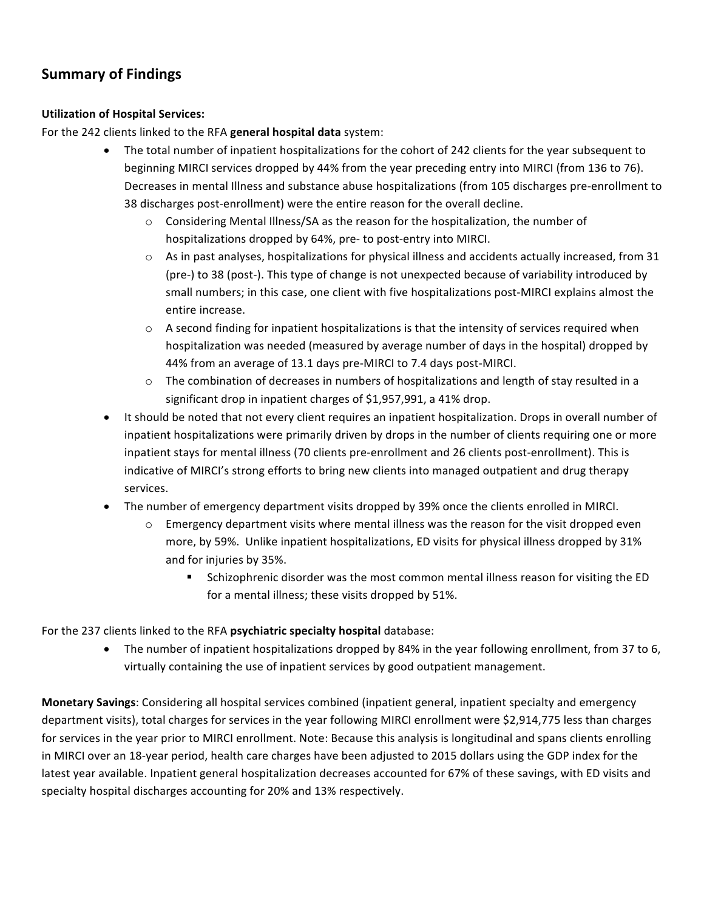## Summary of Findings

**Utilization of Hospital Services:**

For the 242 clients linked to the RFA **general hospital data** system:

- The total number of inpatient hospitalizations for the cohort of 242 clients for the year subsequent to beginning MIRCI services dropped by 44% from the year preceding entry into MIRCI (from 136 to 76). Decreases in mental Illness and substance abuse hospitalizations (from 105 discharges pre-enrollment to 38 discharges post-enrollment) were the entire reason for the overall decline.
  - Considering Mental Illness/SA as the reason for the hospitalization, the number of hospitalizations dropped by 64%, pre- to post-entry into MIRCI.
  - As in past analyses, hospitalizations for physical illness and accidents actually increased, from 31 (pre-) to 38 (post-). This type of change is not unexpected because of variability introduced by small numbers; in this case, one client with five hospitalizations post-MIRCI explains almost the entire increase.
  - A second finding for inpatient hospitalizations is that the intensity of services required when hospitalization was needed (measured by average number of days in the hospital) dropped by 44% from an average of 13.1 days pre-MIRCI to 7.4 days post-MIRCI.
  - The combination of decreases in numbers of hospitalizations and length of stay resulted in a significant drop in inpatient charges of $1,957,991, a 41% drop.
- It should be noted that not every client requires an inpatient hospitalization. Drops in overall number of inpatient hospitalizations were primarily driven by drops in the number of clients requiring one or more inpatient stays for mental illness (70 clients pre-enrollment and 26 clients post-enrollment). This is indicative of MIRCI's strong efforts to bring new clients into managed outpatient and drug therapy services.
- The number of emergency department visits dropped by 39% once the clients enrolled in MIRCI.
  - Emergency department visits where mental illness was the reason for the visit dropped even more, by 59%. Unlike inpatient hospitalizations, ED visits for physical illness dropped by 31% and for injuries by 35%.
    - Schizophrenic disorder was the most common mental illness reason for visiting the ED for a mental illness; these visits dropped by 51%.

For the 237 clients linked to the RFA **psychiatric specialty hospital** database:

- The number of inpatient hospitalizations dropped by 84% in the year following enrollment, from 37 to 6, virtually containing the use of inpatient services by good outpatient management.

**Monetary Savings**: Considering all hospital services combined (inpatient general, inpatient specialty and emergency department visits), total charges for services in the year following MIRCI enrollment were $2,914,775 less than charges for services in the year prior to MIRCI enrollment. Note: Because this analysis is longitudinal and spans clients enrolling in MIRCI over an 18-year period, health care charges have been adjusted to 2015 dollars using the GDP index for the latest year available. Inpatient general hospitalization decreases accounted for 67% of these savings, with ED visits and specialty hospital discharges accounting for 20% and 13% respectively.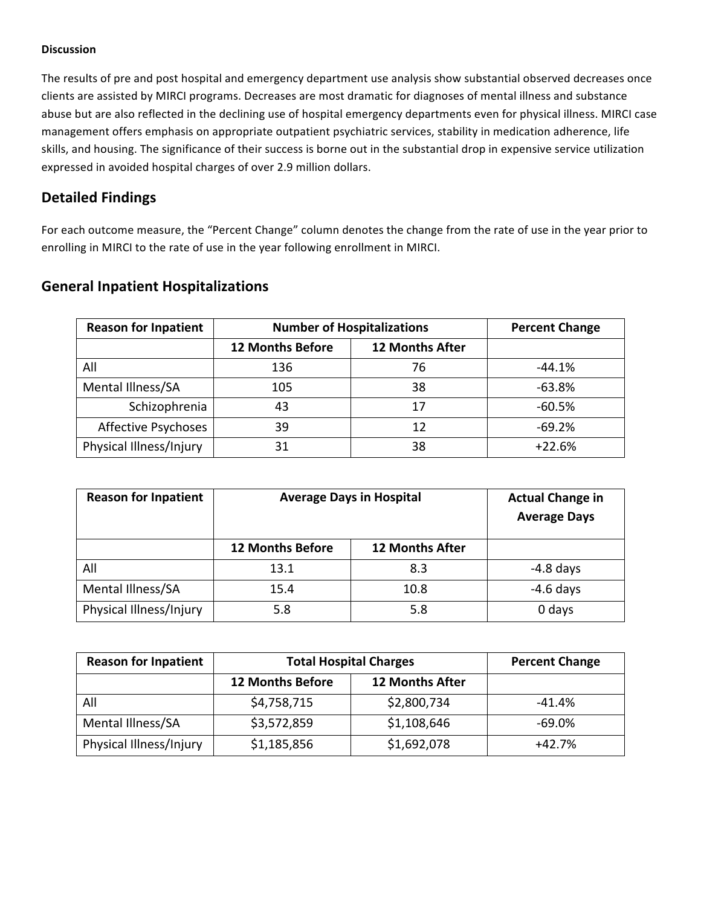**Discussion**

The results of pre and post hospital and emergency department use analysis show substantial observed decreases once clients are assisted by MIRCI programs. Decreases are most dramatic for diagnoses of mental illness and substance abuse but are also reflected in the declining use of hospital emergency departments even for physical illness. MIRCI case management offers emphasis on appropriate outpatient psychiatric services, stability in medication adherence, life skills, and housing. The significance of their success is borne out in the substantial drop in expensive service utilization expressed in avoided hospital charges of over 2.9 million dollars.

## Detailed Findings

For each outcome measure, the "Percent Change" column denotes the change from the rate of use in the year prior to enrolling in MIRCI to the rate of use in the year following enrollment in MIRCI.

## General Inpatient Hospitalizations

| Reason for Inpatient | Number of Hospitalizations | | Percent Change |
|---|---|---|---|
| | 12 Months Before | 12 Months After | |
| All | 136 | 76 | -44.1% |
| Mental Illness/SA | 105 | 38 | -63.8% |
| Schizophrenia | 43 | 17 | -60.5% |
| Affective Psychoses | 39 | 12 | -69.2% |
| Physical Illness/Injury | 31 | 38 | +22.6% |

| Reason for Inpatient | Average Days in Hospital | | Actual Change in Average Days |
|---|---|---|---|
| | 12 Months Before | 12 Months After | |
| All | 13.1 | 8.3 | -4.8 days |
| Mental Illness/SA | 15.4 | 10.8 | -4.6 days |
| Physical Illness/Injury | 5.8 | 5.8 | 0 days |

| Reason for Inpatient | Total Hospital Charges | | Percent Change |
|---|---|---|---|
| | 12 Months Before | 12 Months After | |
| All | $4,758,715 | $2,800,734 | -41.4% |
| Mental Illness/SA | $3,572,859 | $1,108,646 | -69.0% |
| Physical Illness/Injury | $1,185,856 | $1,692,078 | +42.7% |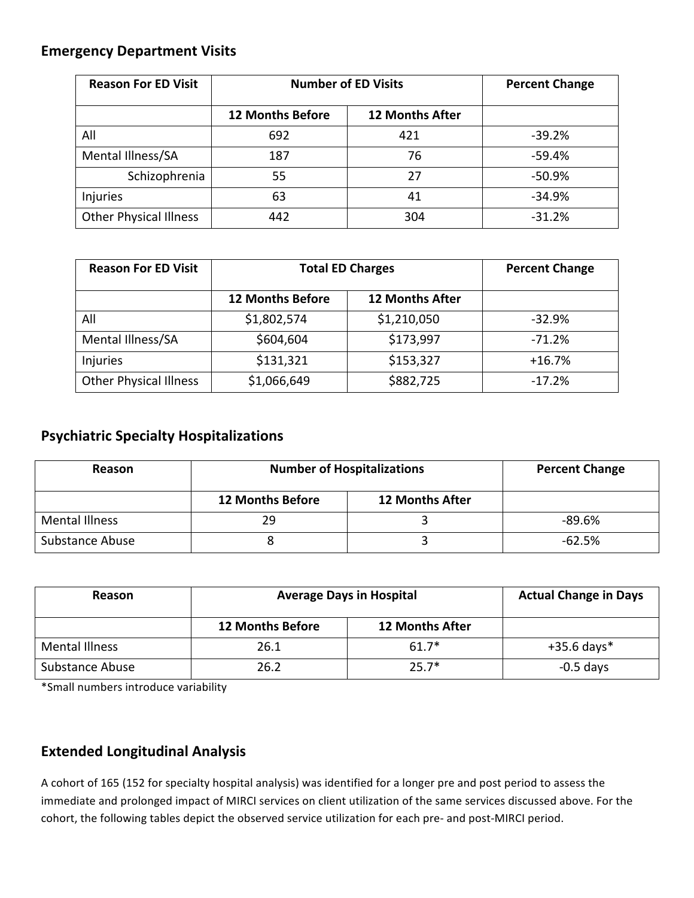## Emergency Department Visits

| Reason For ED Visit | Number of ED Visits | | Percent Change |
|---|---|---|---|
| | 12 Months Before | 12 Months After | |
| All | 692 | 421 | -39.2% |
| Mental Illness/SA | 187 | 76 | -59.4% |
| Schizophrenia | 55 | 27 | -50.9% |
| Injuries | 63 | 41 | -34.9% |
| Other Physical Illness | 442 | 304 | -31.2% |

| Reason For ED Visit | Total ED Charges | | Percent Change |
|---|---|---|---|
| | 12 Months Before | 12 Months After | |
| All | $1,802,574 | $1,210,050 | -32.9% |
| Mental Illness/SA | $604,604 | $173,997 | -71.2% |
| Injuries | $131,321 | $153,327 | +16.7% |
| Other Physical Illness | $1,066,649 | $882,725 | -17.2% |

## Psychiatric Specialty Hospitalizations

| Reason | Number of Hospitalizations | | Percent Change |
|---|---|---|---|
| | 12 Months Before | 12 Months After | |
| Mental Illness | 29 | 3 | -89.6% |
| Substance Abuse | 8 | 3 | -62.5% |

| Reason | Average Days in Hospital | | Actual Change in Days |
|---|---|---|---|
| | 12 Months Before | 12 Months After | |
| Mental Illness | 26.1 | 61.7* | +35.6 days* |
| Substance Abuse | 26.2 | 25.7* | -0.5 days |

*Small numbers introduce variability

## Extended Longitudinal Analysis

A cohort of 165 (152 for specialty hospital analysis) was identified for a longer pre and post period to assess the immediate and prolonged impact of MIRCI services on client utilization of the same services discussed above. For the cohort, the following tables depict the observed service utilization for each pre- and post-MIRCI period.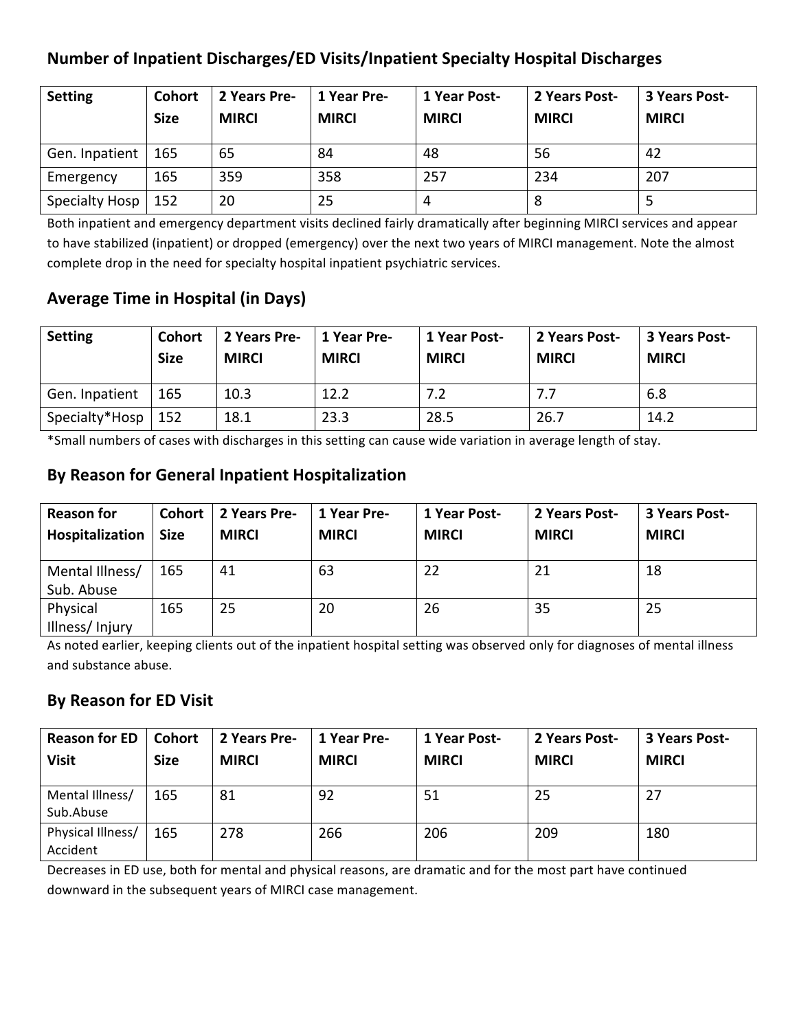## Number of Inpatient Discharges/ED Visits/Inpatient Specialty Hospital Discharges

| Setting | Cohort Size | 2 Years Pre-MIRCI | 1 Year Pre-MIRCI | 1 Year Post-MIRCI | 2 Years Post-MIRCI | 3 Years Post-MIRCI |
|---|---|---|---|---|---|---|
| Gen. Inpatient | 165 | 65 | 84 | 48 | 56 | 42 |
| Emergency | 165 | 359 | 358 | 257 | 234 | 207 |
| Specialty Hosp | 152 | 20 | 25 | 4 | 8 | 5 |

Both inpatient and emergency department visits declined fairly dramatically after beginning MIRCI services and appear to have stabilized (inpatient) or dropped (emergency) over the next two years of MIRCI management. Note the almost complete drop in the need for specialty hospital inpatient psychiatric services.

## Average Time in Hospital (in Days)

| Setting | Cohort Size | 2 Years Pre-MIRCI | 1 Year Pre-MIRCI | 1 Year Post-MIRCI | 2 Years Post-MIRCI | 3 Years Post-MIRCI |
|---|---|---|---|---|---|---|
| Gen. Inpatient | 165 | 10.3 | 12.2 | 7.2 | 7.7 | 6.8 |
| Specialty*Hosp | 152 | 18.1 | 23.3 | 28.5 | 26.7 | 14.2 |

*Small numbers of cases with discharges in this setting can cause wide variation in average length of stay.

## By Reason for General Inpatient Hospitalization

| Reason for Hospitalization | Cohort Size | 2 Years Pre-MIRCI | 1 Year Pre-MIRCI | 1 Year Post-MIRCI | 2 Years Post-MIRCI | 3 Years Post-MIRCI |
|---|---|---|---|---|---|---|
| Mental Illness/ Sub. Abuse | 165 | 41 | 63 | 22 | 21 | 18 |
| Physical Illness/ Injury | 165 | 25 | 20 | 26 | 35 | 25 |

As noted earlier, keeping clients out of the inpatient hospital setting was observed only for diagnoses of mental illness and substance abuse.

## By Reason for ED Visit

| Reason for ED Visit | Cohort Size | 2 Years Pre-MIRCI | 1 Year Pre-MIRCI | 1 Year Post-MIRCI | 2 Years Post-MIRCI | 3 Years Post-MIRCI |
|---|---|---|---|---|---|---|
| Mental Illness/ Sub.Abuse | 165 | 81 | 92 | 51 | 25 | 27 |
| Physical Illness/ Accident | 165 | 278 | 266 | 206 | 209 | 180 |

Decreases in ED use, both for mental and physical reasons, are dramatic and for the most part have continued downward in the subsequent years of MIRCI case management.